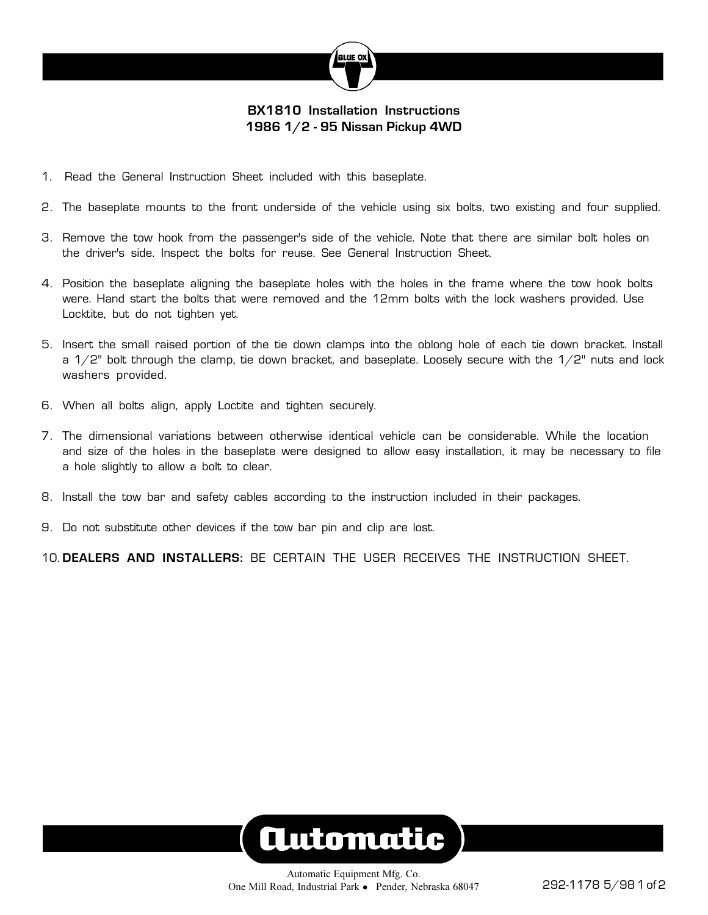BLUE OX

## BX1810 Installation Instructions
## 1986 1/2 - 95 Nissan Pickup 4WD

1. Read the General Instruction Sheet included with this baseplate.

2. The baseplate mounts to the front underside of the vehicle using six bolts, two existing and four supplied.

3. Remove the tow hook from the passenger's side of the vehicle. Note that there are similar bolt holes on the driver's side. Inspect the bolts for reuse. See General Instruction Sheet.

4. Position the baseplate aligning the baseplate holes with the holes in the frame where the tow hook bolts were. Hand start the bolts that were removed and the 12mm bolts with the lock washers provided. Use Locktite, but do not tighten yet.

5. Insert the small raised portion of the tie down clamps into the oblong hole of each tie down bracket. Install a 1/2" bolt through the clamp, tie down bracket, and baseplate. Loosely secure with the 1/2" nuts and lock washers provided.

6. When all bolts align, apply Loctite and tighten securely.

7. The dimensional variations between otherwise identical vehicle can be considerable. While the location and size of the holes in the baseplate were designed to allow easy installation, it may be necessary to file a hole slightly to allow a bolt to clear.

8. Install the tow bar and safety cables according to the instruction included in their packages.

9. Do not substitute other devices if the tow bar pin and clip are lost.

10. **DEALERS AND INSTALLERS:** BE CERTAIN THE USER RECEIVES THE INSTRUCTION SHEET.

Automatic

Automatic Equipment Mfg. Co.
One Mill Road, Industrial Park • Pender, Nebraska 68047

292-1178 5/98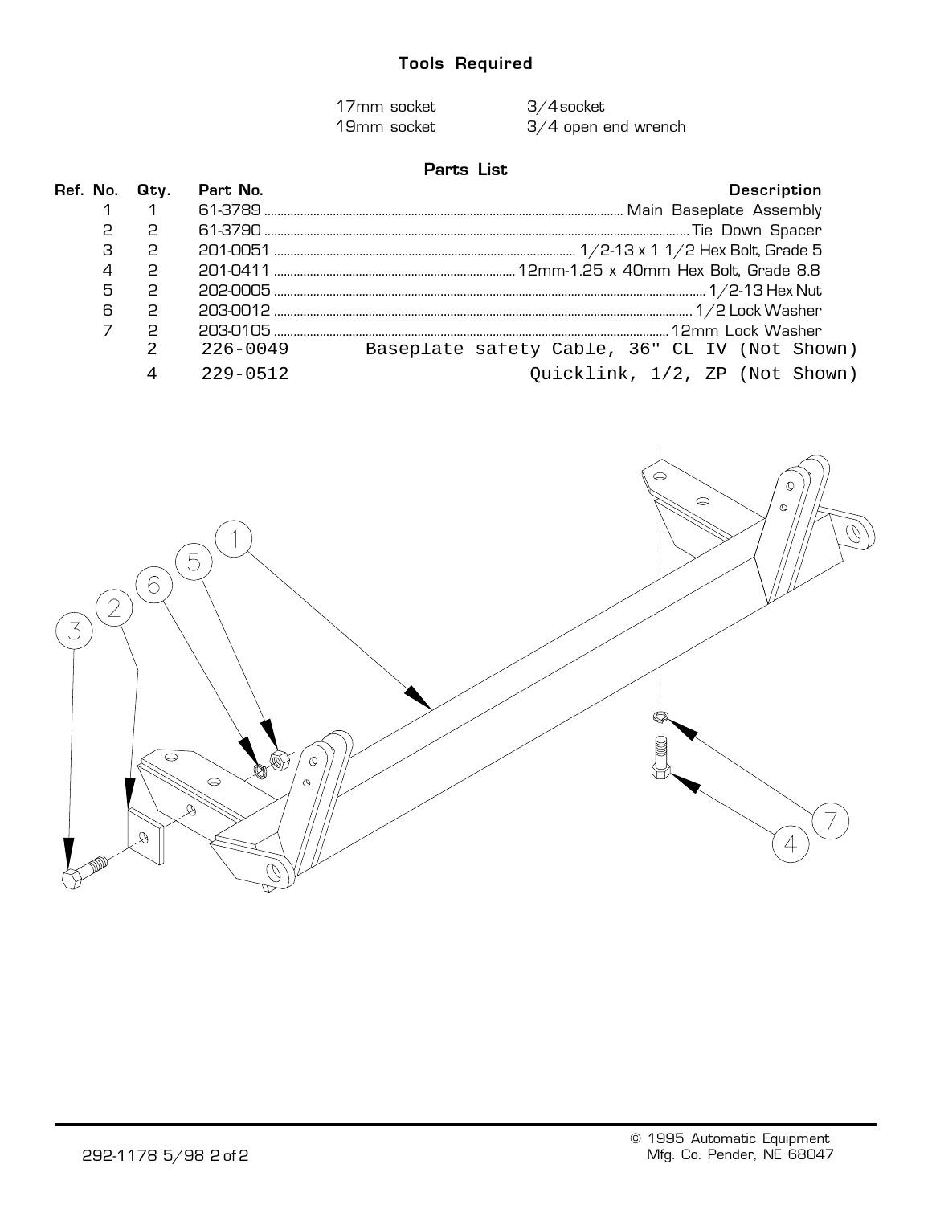## Tools Required

| | |
|---|---|
| 17mm socket | 3/4 socket |
| 19mm socket | 3/4 open end wrench |

## Parts List

| Ref. No. | Qty. | Part No. | Description |
|---|---|---|---|
| 1 | 1 | 61-3789 | Main Baseplate Assembly |
| 2 | 2 | 61-3790 | Tie Down Spacer |
| 3 | 2 | 201-0051 | 1/2-13 x 1 1/2 Hex Bolt, Grade 5 |
| 4 | 2 | 201-0411 | 12mm-1.25 x 40mm Hex Bolt, Grade 8.8 |
| 5 | 2 | 202-0005 | 1/2-13 Hex Nut |
| 6 | 2 | 203-0012 | 1/2 Lock Washer |
| 7 | 2 | 203-0105 | 12mm Lock Washer |
| | 2 | 226-0049 | Baseplate safety Cable, 36" CL IV (Not Shown) |
| | 4 | 229-0512 | Quicklink, 1/2, ZP (Not Shown) |

1
5
6
2
3
7
4

292-1178 5/98

© 1995 Automatic Equipment Mfg. Co. Pender, NE 68047